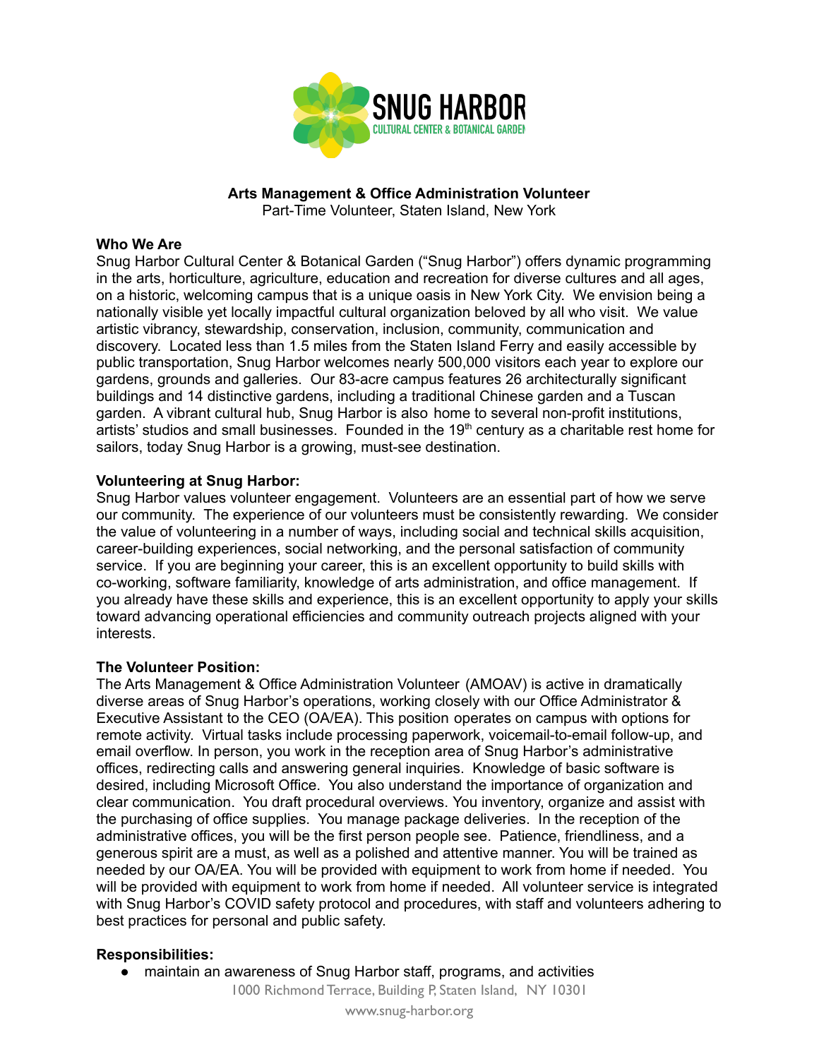**SNUG HARBOR**
CULTURAL CENTER & BOTANICAL GARDEN

# Arts Management & Office Administration Volunteer

Part-Time Volunteer, Staten Island, New York

## Who We Are

Snug Harbor Cultural Center & Botanical Garden ("Snug Harbor") offers dynamic programming in the arts, horticulture, agriculture, education and recreation for diverse cultures and all ages, on a historic, welcoming campus that is a unique oasis in New York City. We envision being a nationally visible yet locally impactful cultural organization beloved by all who visit. We value artistic vibrancy, stewardship, conservation, inclusion, community, communication and discovery. Located less than 1.5 miles from the Staten Island Ferry and easily accessible by public transportation, Snug Harbor welcomes nearly 500,000 visitors each year to explore our gardens, grounds and galleries. Our 83-acre campus features 26 architecturally significant buildings and 14 distinctive gardens, including a traditional Chinese garden and a Tuscan garden. A vibrant cultural hub, Snug Harbor is also home to several non-profit institutions, artists' studios and small businesses. Founded in the 19th century as a charitable rest home for sailors, today Snug Harbor is a growing, must-see destination.

## Volunteering at Snug Harbor:

Snug Harbor values volunteer engagement. Volunteers are an essential part of how we serve our community. The experience of our volunteers must be consistently rewarding. We consider the value of volunteering in a number of ways, including social and technical skills acquisition, career-building experiences, social networking, and the personal satisfaction of community service. If you are beginning your career, this is an excellent opportunity to build skills with co-working, software familiarity, knowledge of arts administration, and office management. If you already have these skills and experience, this is an excellent opportunity to apply your skills toward advancing operational efficiencies and community outreach projects aligned with your interests.

## The Volunteer Position:

The Arts Management & Office Administration Volunteer (AMOAV) is active in dramatically diverse areas of Snug Harbor's operations, working closely with our Office Administrator & Executive Assistant to the CEO (OA/EA). This position operates on campus with options for remote activity. Virtual tasks include processing paperwork, voicemail-to-email follow-up, and email overflow. In person, you work in the reception area of Snug Harbor's administrative offices, redirecting calls and answering general inquiries. Knowledge of basic software is desired, including Microsoft Office. You also understand the importance of organization and clear communication. You draft procedural overviews. You inventory, organize and assist with the purchasing of office supplies. You manage package deliveries. In the reception of the administrative offices, you will be the first person people see. Patience, friendliness, and a generous spirit are a must, as well as a polished and attentive manner. You will be trained as needed by our OA/EA. You will be provided with equipment to work from home if needed. You will be provided with equipment to work from home if needed. All volunteer service is integrated with Snug Harbor's COVID safety protocol and procedures, with staff and volunteers adhering to best practices for personal and public safety.

## Responsibilities:

- maintain an awareness of Snug Harbor staff, programs, and activities

1000 Richmond Terrace, Building P, Staten Island, NY 10301

www.snug-harbor.org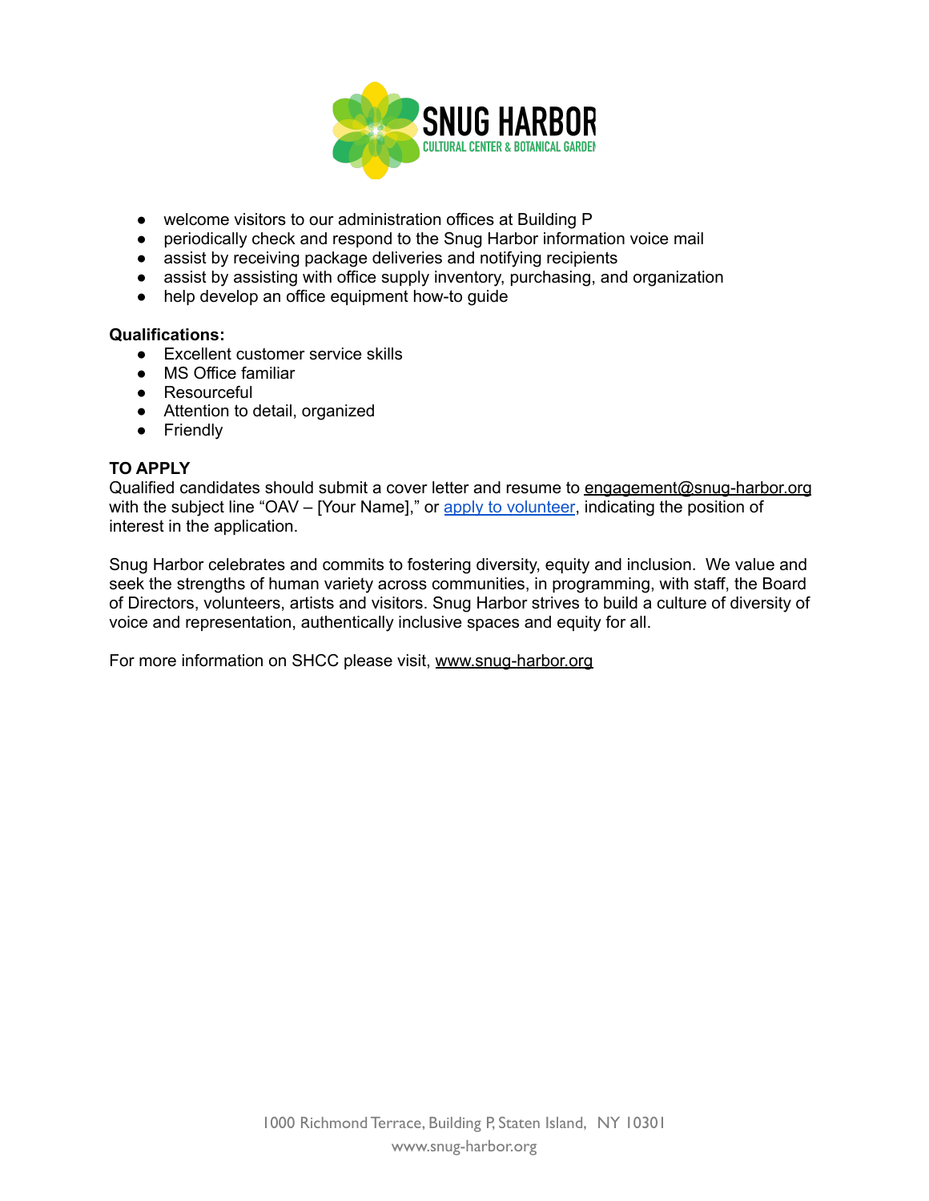- welcome visitors to our administration offices at Building P
- periodically check and respond to the Snug Harbor information voice mail
- assist by receiving package deliveries and notifying recipients
- assist by assisting with office supply inventory, purchasing, and organization
- help develop an office equipment how-to guide

**Qualifications:**

- Excellent customer service skills
- MS Office familiar
- Resourceful
- Attention to detail, organized
- Friendly

**TO APPLY**

Qualified candidates should submit a cover letter and resume to engagement@snug-harbor.org with the subject line "OAV – [Your Name]," or apply to volunteer, indicating the position of interest in the application.

Snug Harbor celebrates and commits to fostering diversity, equity and inclusion. We value and seek the strengths of human variety across communities, in programming, with staff, the Board of Directors, volunteers, artists and visitors. Snug Harbor strives to build a culture of diversity of voice and representation, authentically inclusive spaces and equity for all.

For more information on SHCC please visit, www.snug-harbor.org